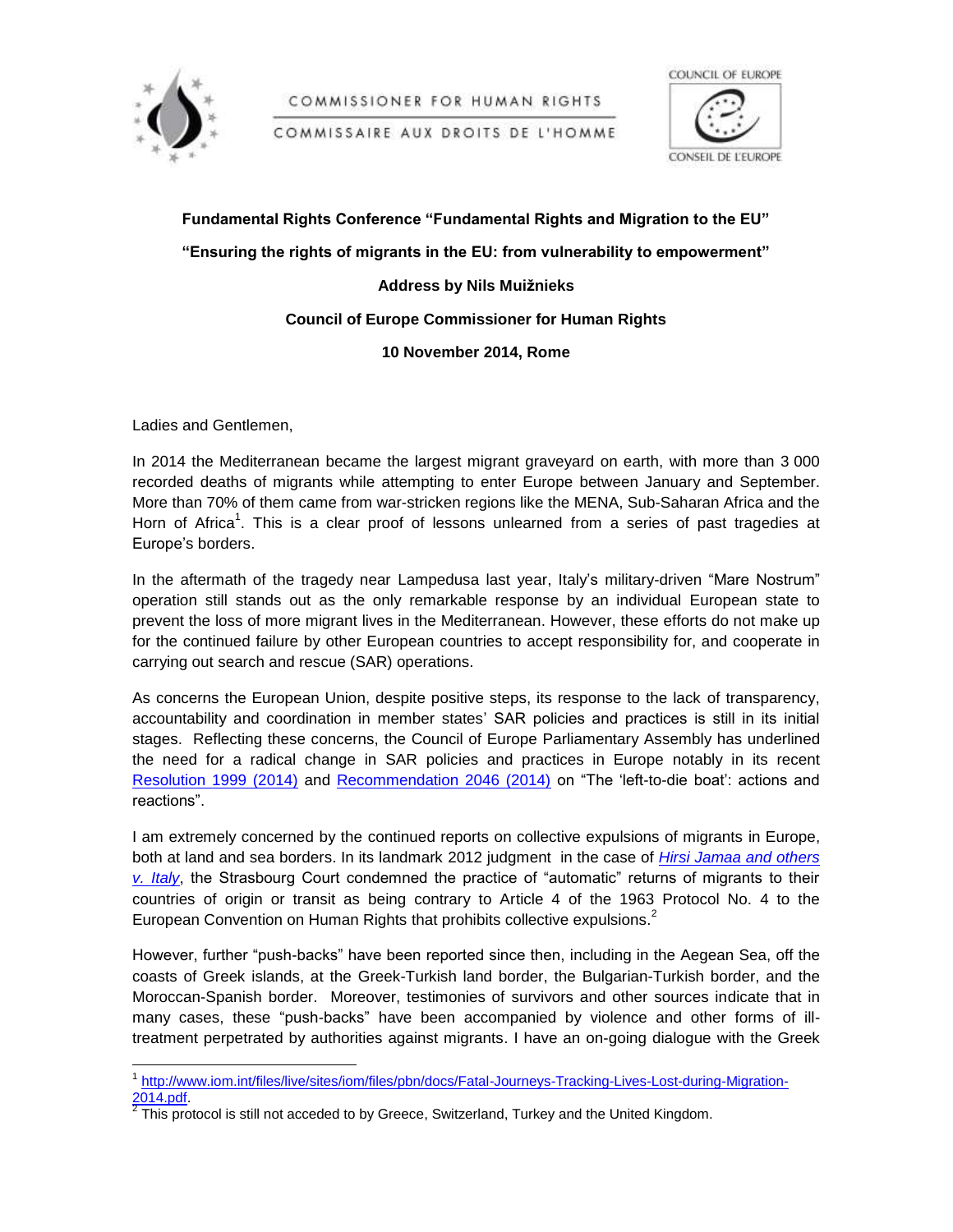COMMISSIONER FOR HUMAN RIGHTS

COMMISSAIRE AUX DROITS DE L'HOMME

COUNCIL OF EUROPE

CONSEIL DE L'EUROPE

**Fundamental Rights Conference "Fundamental Rights and Migration to the EU"**

**"Ensuring the rights of migrants in the EU: from vulnerability to empowerment"**

**Address by Nils Muižnieks**

**Council of Europe Commissioner for Human Rights**

**10 November 2014, Rome**

Ladies and Gentlemen,

In 2014 the Mediterranean became the largest migrant graveyard on earth, with more than 3 000 recorded deaths of migrants while attempting to enter Europe between January and September. More than 70% of them came from war-stricken regions like the MENA, Sub-Saharan Africa and the Horn of Africa[1]. This is a clear proof of lessons unlearned from a series of past tragedies at Europe's borders.

In the aftermath of the tragedy near Lampedusa last year, Italy's military-driven "Mare Nostrum" operation still stands out as the only remarkable response by an individual European state to prevent the loss of more migrant lives in the Mediterranean. However, these efforts do not make up for the continued failure by other European countries to accept responsibility for, and cooperate in carrying out search and rescue (SAR) operations.

As concerns the European Union, despite positive steps, its response to the lack of transparency, accountability and coordination in member states' SAR policies and practices is still in its initial stages. Reflecting these concerns, the Council of Europe Parliamentary Assembly has underlined the need for a radical change in SAR policies and practices in Europe notably in its recent Resolution 1999 (2014) and Recommendation 2046 (2014) on "The 'left-to-die boat': actions and reactions".

I am extremely concerned by the continued reports on collective expulsions of migrants in Europe, both at land and sea borders. In its landmark 2012 judgment in the case of *Hirsi Jamaa and others v. Italy*, the Strasbourg Court condemned the practice of "automatic" returns of migrants to their countries of origin or transit as being contrary to Article 4 of the 1963 Protocol No. 4 to the European Convention on Human Rights that prohibits collective expulsions.[2]

However, further "push-backs" have been reported since then, including in the Aegean Sea, off the coasts of Greek islands, at the Greek-Turkish land border, the Bulgarian-Turkish border, and the Moroccan-Spanish border. Moreover, testimonies of survivors and other sources indicate that in many cases, these "push-backs" have been accompanied by violence and other forms of ill-treatment perpetrated by authorities against migrants. I have an on-going dialogue with the Greek

---

[1] http://www.iom.int/files/live/sites/iom/files/pbn/docs/Fatal-Journeys-Tracking-Lives-Lost-during-Migration-2014.pdf.

[2] This protocol is still not acceded to by Greece, Switzerland, Turkey and the United Kingdom.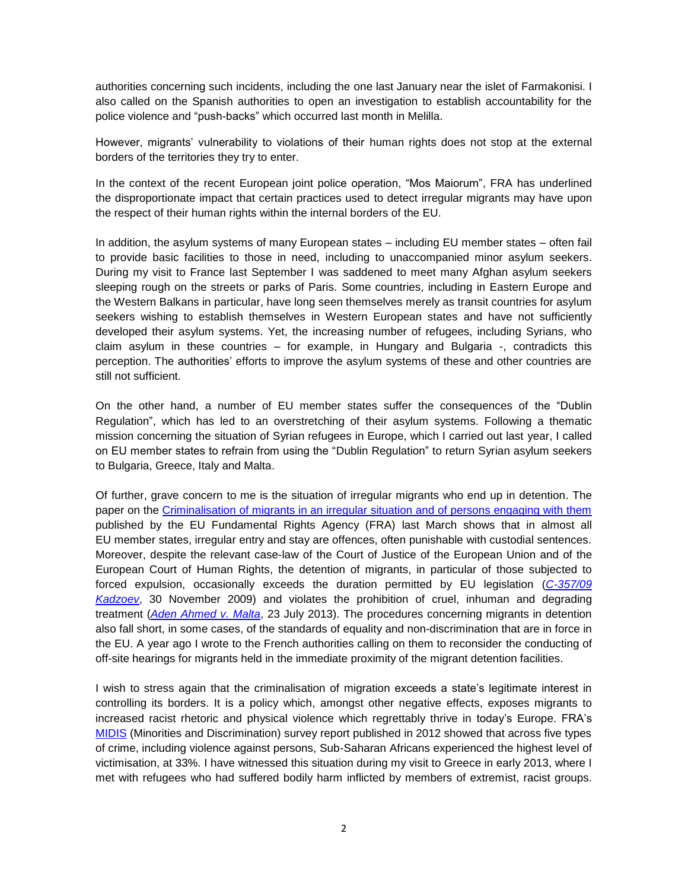authorities concerning such incidents, including the one last January near the islet of Farmakonisi. I also called on the Spanish authorities to open an investigation to establish accountability for the police violence and "push-backs" which occurred last month in Melilla.

However, migrants' vulnerability to violations of their human rights does not stop at the external borders of the territories they try to enter.

In the context of the recent European joint police operation, "Mos Maiorum", FRA has underlined the disproportionate impact that certain practices used to detect irregular migrants may have upon the respect of their human rights within the internal borders of the EU.

In addition, the asylum systems of many European states – including EU member states – often fail to provide basic facilities to those in need, including to unaccompanied minor asylum seekers. During my visit to France last September I was saddened to meet many Afghan asylum seekers sleeping rough on the streets or parks of Paris. Some countries, including in Eastern Europe and the Western Balkans in particular, have long seen themselves merely as transit countries for asylum seekers wishing to establish themselves in Western European states and have not sufficiently developed their asylum systems. Yet, the increasing number of refugees, including Syrians, who claim asylum in these countries – for example, in Hungary and Bulgaria -, contradicts this perception. The authorities' efforts to improve the asylum systems of these and other countries are still not sufficient.

On the other hand, a number of EU member states suffer the consequences of the "Dublin Regulation", which has led to an overstretching of their asylum systems. Following a thematic mission concerning the situation of Syrian refugees in Europe, which I carried out last year, I called on EU member states to refrain from using the "Dublin Regulation" to return Syrian asylum seekers to Bulgaria, Greece, Italy and Malta.

Of further, grave concern to me is the situation of irregular migrants who end up in detention. The paper on the [Criminalisation of migrants in an irregular situation and of persons engaging with them](#) published by the EU Fundamental Rights Agency (FRA) last March shows that in almost all EU member states, irregular entry and stay are offences, often punishable with custodial sentences. Moreover, despite the relevant case-law of the Court of Justice of the European Union and of the European Court of Human Rights, the detention of migrants, in particular of those subjected to forced expulsion, occasionally exceeds the duration permitted by EU legislation (*[C-357/09 Kadzoev](#)*, 30 November 2009) and violates the prohibition of cruel, inhuman and degrading treatment (*[Aden Ahmed v. Malta](#)*, 23 July 2013). The procedures concerning migrants in detention also fall short, in some cases, of the standards of equality and non-discrimination that are in force in the EU. A year ago I wrote to the French authorities calling on them to reconsider the conducting of off-site hearings for migrants held in the immediate proximity of the migrant detention facilities.

I wish to stress again that the criminalisation of migration exceeds a state's legitimate interest in controlling its borders. It is a policy which, amongst other negative effects, exposes migrants to increased racist rhetoric and physical violence which regrettably thrive in today's Europe. FRA's [MIDIS](#) (Minorities and Discrimination) survey report published in 2012 showed that across five types of crime, including violence against persons, Sub-Saharan Africans experienced the highest level of victimisation, at 33%. I have witnessed this situation during my visit to Greece in early 2013, where I met with refugees who had suffered bodily harm inflicted by members of extremist, racist groups.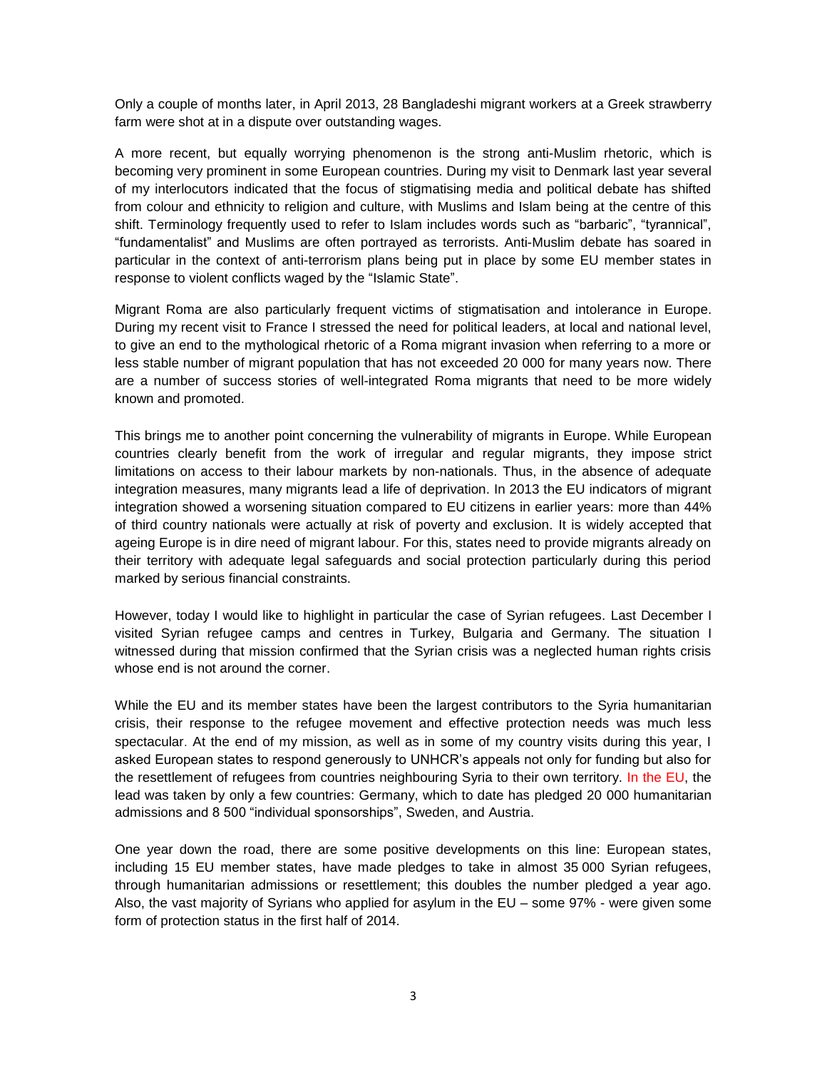Only a couple of months later, in April 2013, 28 Bangladeshi migrant workers at a Greek strawberry farm were shot at in a dispute over outstanding wages.

A more recent, but equally worrying phenomenon is the strong anti-Muslim rhetoric, which is becoming very prominent in some European countries. During my visit to Denmark last year several of my interlocutors indicated that the focus of stigmatising media and political debate has shifted from colour and ethnicity to religion and culture, with Muslims and Islam being at the centre of this shift. Terminology frequently used to refer to Islam includes words such as "barbaric", "tyrannical", "fundamentalist" and Muslims are often portrayed as terrorists. Anti-Muslim debate has soared in particular in the context of anti-terrorism plans being put in place by some EU member states in response to violent conflicts waged by the "Islamic State".

Migrant Roma are also particularly frequent victims of stigmatisation and intolerance in Europe. During my recent visit to France I stressed the need for political leaders, at local and national level, to give an end to the mythological rhetoric of a Roma migrant invasion when referring to a more or less stable number of migrant population that has not exceeded 20 000 for many years now. There are a number of success stories of well-integrated Roma migrants that need to be more widely known and promoted.

This brings me to another point concerning the vulnerability of migrants in Europe. While European countries clearly benefit from the work of irregular and regular migrants, they impose strict limitations on access to their labour markets by non-nationals. Thus, in the absence of adequate integration measures, many migrants lead a life of deprivation. In 2013 the EU indicators of migrant integration showed a worsening situation compared to EU citizens in earlier years: more than 44% of third country nationals were actually at risk of poverty and exclusion. It is widely accepted that ageing Europe is in dire need of migrant labour. For this, states need to provide migrants already on their territory with adequate legal safeguards and social protection particularly during this period marked by serious financial constraints.

However, today I would like to highlight in particular the case of Syrian refugees. Last December I visited Syrian refugee camps and centres in Turkey, Bulgaria and Germany. The situation I witnessed during that mission confirmed that the Syrian crisis was a neglected human rights crisis whose end is not around the corner.

While the EU and its member states have been the largest contributors to the Syria humanitarian crisis, their response to the refugee movement and effective protection needs was much less spectacular. At the end of my mission, as well as in some of my country visits during this year, I asked European states to respond generously to UNHCR's appeals not only for funding but also for the resettlement of refugees from countries neighbouring Syria to their own territory. In the EU, the lead was taken by only a few countries: Germany, which to date has pledged 20 000 humanitarian admissions and 8 500 "individual sponsorships", Sweden, and Austria.

One year down the road, there are some positive developments on this line: European states, including 15 EU member states, have made pledges to take in almost 35 000 Syrian refugees, through humanitarian admissions or resettlement; this doubles the number pledged a year ago. Also, the vast majority of Syrians who applied for asylum in the EU – some 97% - were given some form of protection status in the first half of 2014.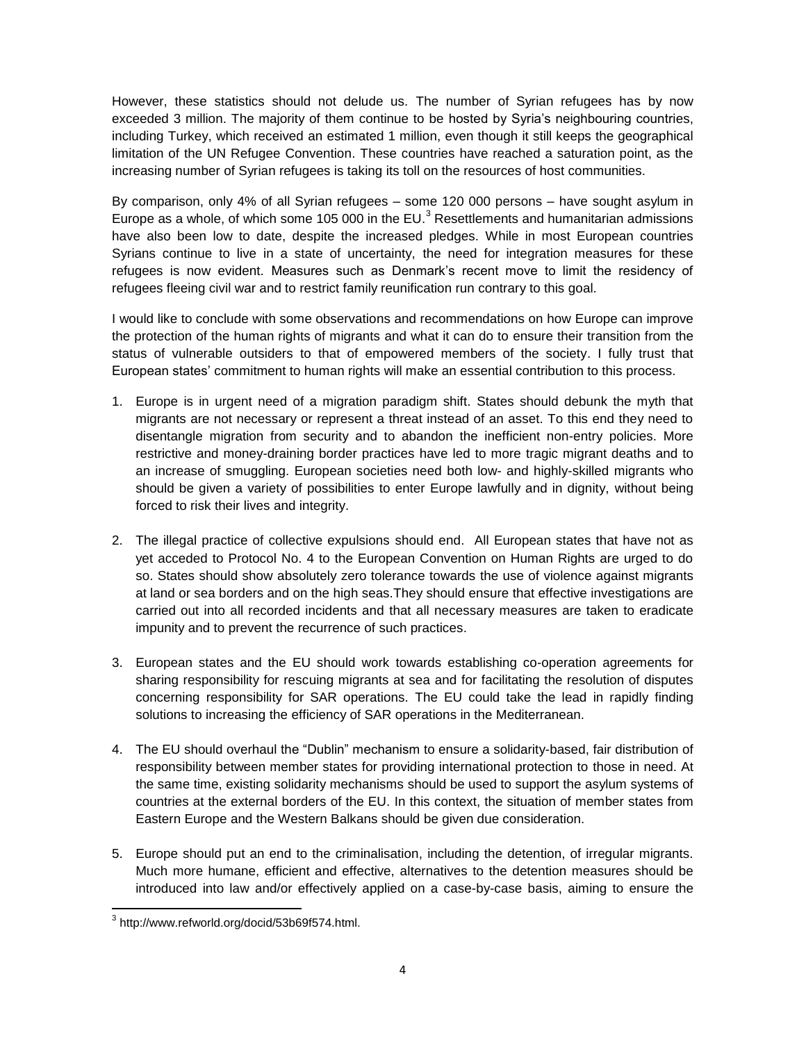However, these statistics should not delude us. The number of Syrian refugees has by now exceeded 3 million. The majority of them continue to be hosted by Syria's neighbouring countries, including Turkey, which received an estimated 1 million, even though it still keeps the geographical limitation of the UN Refugee Convention. These countries have reached a saturation point, as the increasing number of Syrian refugees is taking its toll on the resources of host communities.

By comparison, only 4% of all Syrian refugees – some 120 000 persons – have sought asylum in Europe as a whole, of which some 105 000 in the EU.[3] Resettlements and humanitarian admissions have also been low to date, despite the increased pledges. While in most European countries Syrians continue to live in a state of uncertainty, the need for integration measures for these refugees is now evident. Measures such as Denmark's recent move to limit the residency of refugees fleeing civil war and to restrict family reunification run contrary to this goal.

I would like to conclude with some observations and recommendations on how Europe can improve the protection of the human rights of migrants and what it can do to ensure their transition from the status of vulnerable outsiders to that of empowered members of the society. I fully trust that European states' commitment to human rights will make an essential contribution to this process.

1. Europe is in urgent need of a migration paradigm shift. States should debunk the myth that migrants are not necessary or represent a threat instead of an asset. To this end they need to disentangle migration from security and to abandon the inefficient non-entry policies. More restrictive and money-draining border practices have led to more tragic migrant deaths and to an increase of smuggling. European societies need both low- and highly-skilled migrants who should be given a variety of possibilities to enter Europe lawfully and in dignity, without being forced to risk their lives and integrity.

2. The illegal practice of collective expulsions should end. All European states that have not as yet acceded to Protocol No. 4 to the European Convention on Human Rights are urged to do so. States should show absolutely zero tolerance towards the use of violence against migrants at land or sea borders and on the high seas.They should ensure that effective investigations are carried out into all recorded incidents and that all necessary measures are taken to eradicate impunity and to prevent the recurrence of such practices.

3. European states and the EU should work towards establishing co-operation agreements for sharing responsibility for rescuing migrants at sea and for facilitating the resolution of disputes concerning responsibility for SAR operations. The EU could take the lead in rapidly finding solutions to increasing the efficiency of SAR operations in the Mediterranean.

4. The EU should overhaul the "Dublin" mechanism to ensure a solidarity-based, fair distribution of responsibility between member states for providing international protection to those in need. At the same time, existing solidarity mechanisms should be used to support the asylum systems of countries at the external borders of the EU. In this context, the situation of member states from Eastern Europe and the Western Balkans should be given due consideration.

5. Europe should put an end to the criminalisation, including the detention, of irregular migrants. Much more humane, efficient and effective, alternatives to the detention measures should be introduced into law and/or effectively applied on a case-by-case basis, aiming to ensure the

---

[3] http://www.refworld.org/docid/53b69f574.html.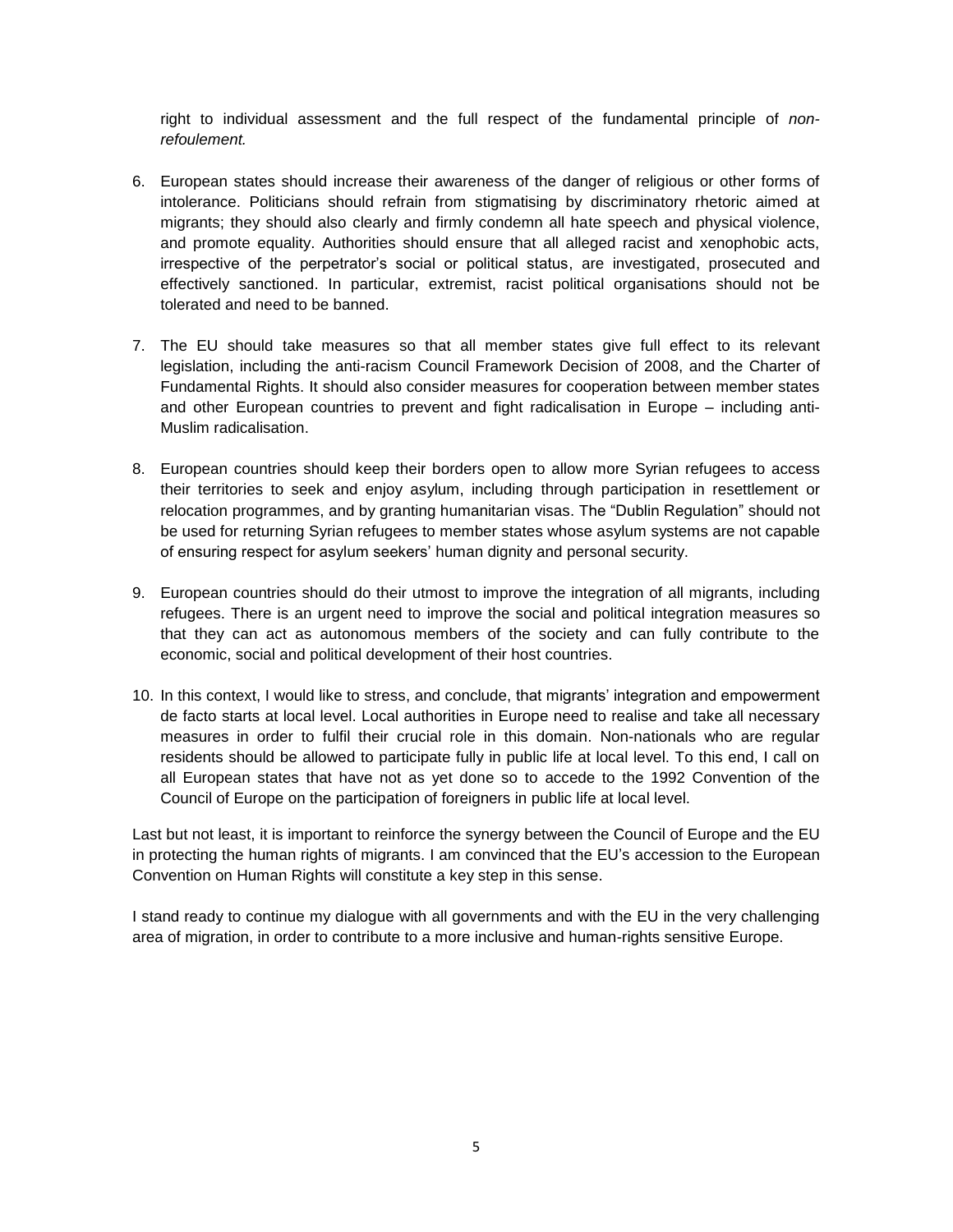right to individual assessment and the full respect of the fundamental principle of *non-refoulement.*

6. European states should increase their awareness of the danger of religious or other forms of intolerance. Politicians should refrain from stigmatising by discriminatory rhetoric aimed at migrants; they should also clearly and firmly condemn all hate speech and physical violence, and promote equality. Authorities should ensure that all alleged racist and xenophobic acts, irrespective of the perpetrator's social or political status, are investigated, prosecuted and effectively sanctioned. In particular, extremist, racist political organisations should not be tolerated and need to be banned.

7. The EU should take measures so that all member states give full effect to its relevant legislation, including the anti-racism Council Framework Decision of 2008, and the Charter of Fundamental Rights. It should also consider measures for cooperation between member states and other European countries to prevent and fight radicalisation in Europe – including anti-Muslim radicalisation.

8. European countries should keep their borders open to allow more Syrian refugees to access their territories to seek and enjoy asylum, including through participation in resettlement or relocation programmes, and by granting humanitarian visas. The "Dublin Regulation" should not be used for returning Syrian refugees to member states whose asylum systems are not capable of ensuring respect for asylum seekers' human dignity and personal security.

9. European countries should do their utmost to improve the integration of all migrants, including refugees. There is an urgent need to improve the social and political integration measures so that they can act as autonomous members of the society and can fully contribute to the economic, social and political development of their host countries.

10. In this context, I would like to stress, and conclude, that migrants' integration and empowerment de facto starts at local level. Local authorities in Europe need to realise and take all necessary measures in order to fulfil their crucial role in this domain. Non-nationals who are regular residents should be allowed to participate fully in public life at local level. To this end, I call on all European states that have not as yet done so to accede to the 1992 Convention of the Council of Europe on the participation of foreigners in public life at local level.

Last but not least, it is important to reinforce the synergy between the Council of Europe and the EU in protecting the human rights of migrants. I am convinced that the EU's accession to the European Convention on Human Rights will constitute a key step in this sense.

I stand ready to continue my dialogue with all governments and with the EU in the very challenging area of migration, in order to contribute to a more inclusive and human-rights sensitive Europe.